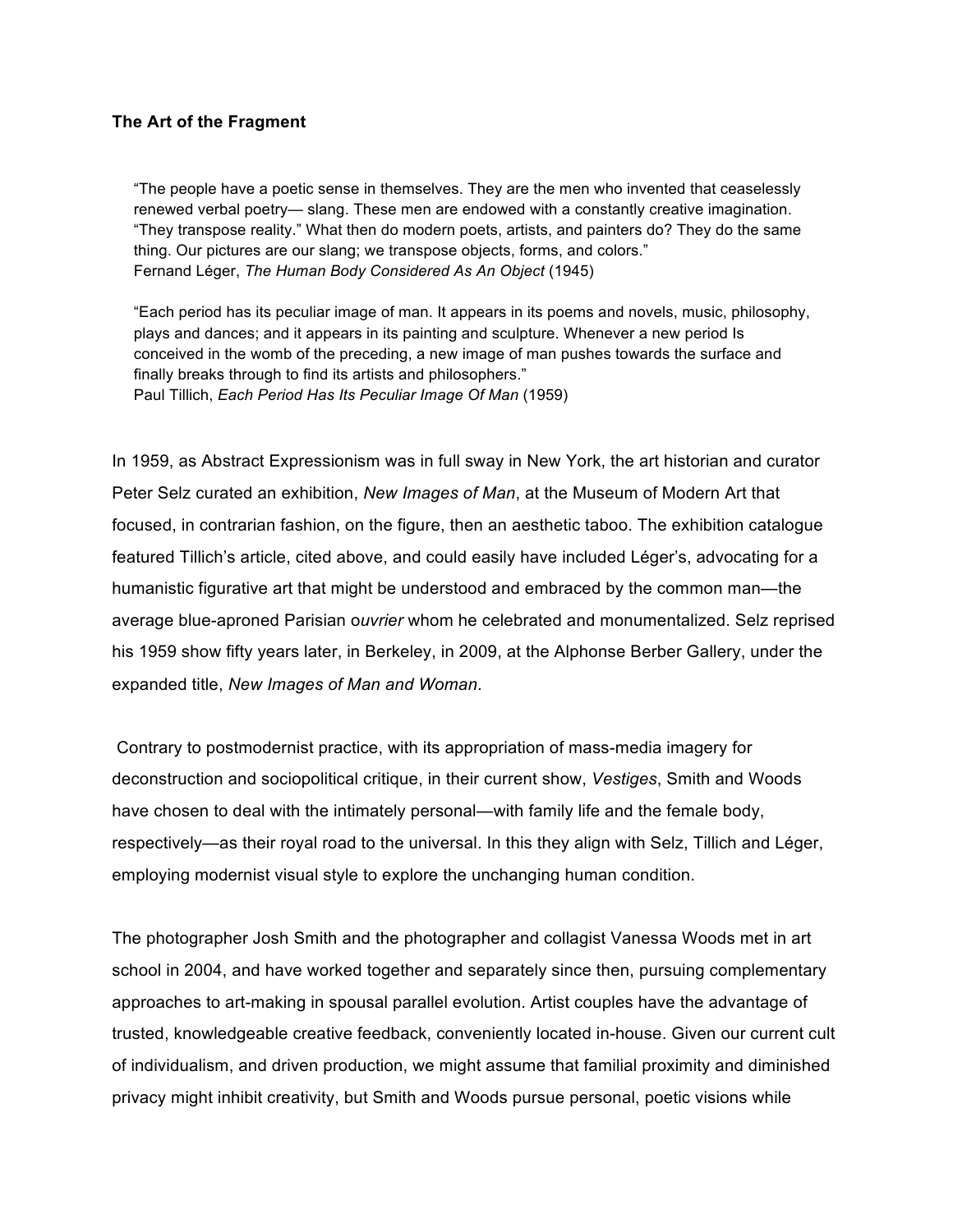**The Art of the Fragment**

> "The people have a poetic sense in themselves. They are the men who invented that ceaselessly renewed verbal poetry— slang. These men are endowed with a constantly creative imagination. "They transpose reality." What then do modern poets, artists, and painters do? They do the same thing. Our pictures are our slang; we transpose objects, forms, and colors."
> Fernand Léger, *The Human Body Considered As An Object* (1945)

> "Each period has its peculiar image of man. It appears in its poems and novels, music, philosophy, plays and dances; and it appears in its painting and sculpture. Whenever a new period Is conceived in the womb of the preceding, a new image of man pushes towards the surface and finally breaks through to find its artists and philosophers."
> Paul Tillich, *Each Period Has Its Peculiar Image Of Man* (1959)

In 1959, as Abstract Expressionism was in full sway in New York, the art historian and curator Peter Selz curated an exhibition, *New Images of Man*, at the Museum of Modern Art that focused, in contrarian fashion, on the figure, then an aesthetic taboo. The exhibition catalogue featured Tillich's article, cited above, and could easily have included Léger's, advocating for a humanistic figurative art that might be understood and embraced by the common man—the average blue-aproned Parisian o*uvrier* whom he celebrated and monumentalized. Selz reprised his 1959 show fifty years later, in Berkeley, in 2009, at the Alphonse Berber Gallery, under the expanded title, *New Images of Man and Woman*.

Contrary to postmodernist practice, with its appropriation of mass-media imagery for deconstruction and sociopolitical critique, in their current show, *Vestiges*, Smith and Woods have chosen to deal with the intimately personal—with family life and the female body, respectively—as their royal road to the universal. In this they align with Selz, Tillich and Léger, employing modernist visual style to explore the unchanging human condition.

The photographer Josh Smith and the photographer and collagist Vanessa Woods met in art school in 2004, and have worked together and separately since then, pursuing complementary approaches to art-making in spousal parallel evolution. Artist couples have the advantage of trusted, knowledgeable creative feedback, conveniently located in-house. Given our current cult of individualism, and driven production, we might assume that familial proximity and diminished privacy might inhibit creativity, but Smith and Woods pursue personal, poetic visions while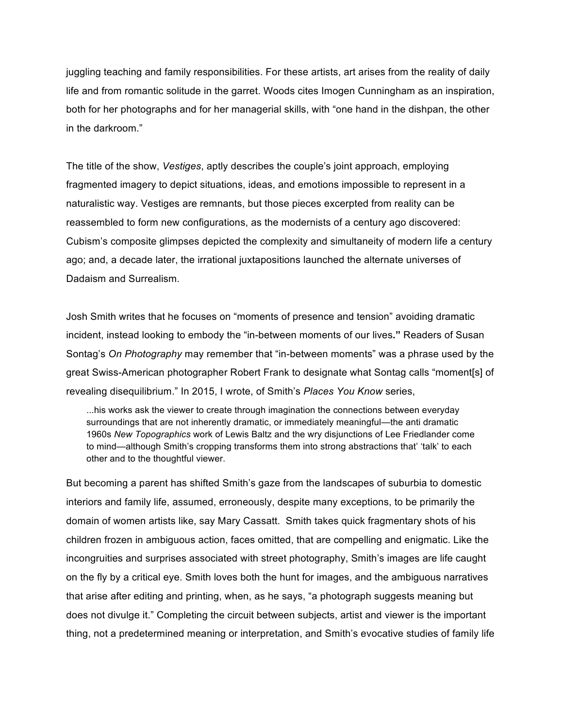juggling teaching and family responsibilities. For these artists, art arises from the reality of daily life and from romantic solitude in the garret. Woods cites Imogen Cunningham as an inspiration, both for her photographs and for her managerial skills, with "one hand in the dishpan, the other in the darkroom."

The title of the show, *Vestiges*, aptly describes the couple's joint approach, employing fragmented imagery to depict situations, ideas, and emotions impossible to represent in a naturalistic way. Vestiges are remnants, but those pieces excerpted from reality can be reassembled to form new configurations, as the modernists of a century ago discovered: Cubism's composite glimpses depicted the complexity and simultaneity of modern life a century ago; and, a decade later, the irrational juxtapositions launched the alternate universes of Dadaism and Surrealism.

Josh Smith writes that he focuses on "moments of presence and tension" avoiding dramatic incident, instead looking to embody the "in-between moments of our lives**."** Readers of Susan Sontag's *On Photography* may remember that "in-between moments" was a phrase used by the great Swiss-American photographer Robert Frank to designate what Sontag calls "moment[s] of revealing disequilibrium." In 2015, I wrote, of Smith's *Places You Know* series,

> ...his works ask the viewer to create through imagination the connections between everyday surroundings that are not inherently dramatic, or immediately meaningful—the anti dramatic 1960s *New Topographics* work of Lewis Baltz and the wry disjunctions of Lee Friedlander come to mind—although Smith's cropping transforms them into strong abstractions that' 'talk' to each other and to the thoughtful viewer.

But becoming a parent has shifted Smith's gaze from the landscapes of suburbia to domestic interiors and family life, assumed, erroneously, despite many exceptions, to be primarily the domain of women artists like, say Mary Cassatt. Smith takes quick fragmentary shots of his children frozen in ambiguous action, faces omitted, that are compelling and enigmatic. Like the incongruities and surprises associated with street photography, Smith's images are life caught on the fly by a critical eye. Smith loves both the hunt for images, and the ambiguous narratives that arise after editing and printing, when, as he says, "a photograph suggests meaning but does not divulge it." Completing the circuit between subjects, artist and viewer is the important thing, not a predetermined meaning or interpretation, and Smith's evocative studies of family life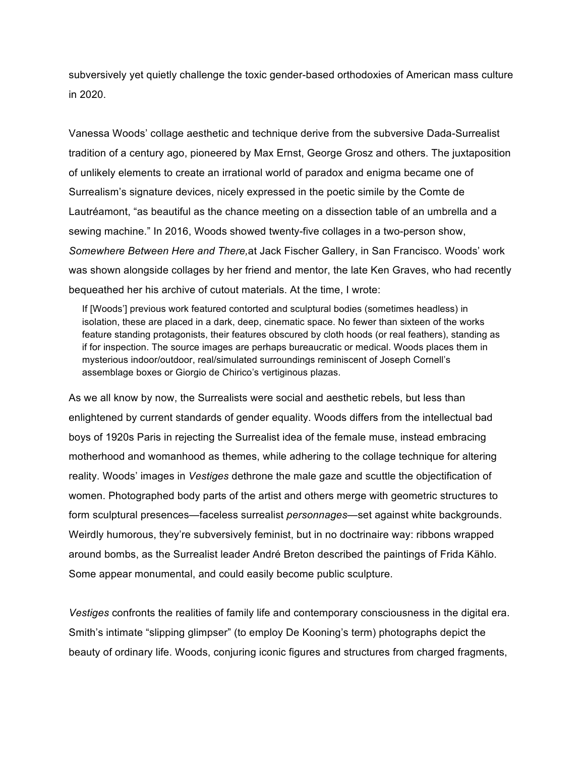subversively yet quietly challenge the toxic gender-based orthodoxies of American mass culture in 2020.

Vanessa Woods' collage aesthetic and technique derive from the subversive Dada-Surrealist tradition of a century ago, pioneered by Max Ernst, George Grosz and others. The juxtaposition of unlikely elements to create an irrational world of paradox and enigma became one of Surrealism's signature devices, nicely expressed in the poetic simile by the Comte de Lautréamont, "as beautiful as the chance meeting on a dissection table of an umbrella and a sewing machine." In 2016, Woods showed twenty-five collages in a two-person show, *Somewhere Between Here and There,*at Jack Fischer Gallery, in San Francisco. Woods' work was shown alongside collages by her friend and mentor, the late Ken Graves, who had recently bequeathed her his archive of cutout materials. At the time, I wrote:

> If [Woods'] previous work featured contorted and sculptural bodies (sometimes headless) in isolation, these are placed in a dark, deep, cinematic space. No fewer than sixteen of the works feature standing protagonists, their features obscured by cloth hoods (or real feathers), standing as if for inspection. The source images are perhaps bureaucratic or medical. Woods places them in mysterious indoor/outdoor, real/simulated surroundings reminiscent of Joseph Cornell's assemblage boxes or Giorgio de Chirico's vertiginous plazas.

As we all know by now, the Surrealists were social and aesthetic rebels, but less than enlightened by current standards of gender equality. Woods differs from the intellectual bad boys of 1920s Paris in rejecting the Surrealist idea of the female muse, instead embracing motherhood and womanhood as themes, while adhering to the collage technique for altering reality. Woods' images in *Vestiges* dethrone the male gaze and scuttle the objectification of women. Photographed body parts of the artist and others merge with geometric structures to form sculptural presences—faceless surrealist *personnages*—set against white backgrounds. Weirdly humorous, they're subversively feminist, but in no doctrinaire way: ribbons wrapped around bombs, as the Surrealist leader André Breton described the paintings of Frida Kählo. Some appear monumental, and could easily become public sculpture.

*Vestiges* confronts the realities of family life and contemporary consciousness in the digital era. Smith's intimate "slipping glimpser" (to employ De Kooning's term) photographs depict the beauty of ordinary life. Woods, conjuring iconic figures and structures from charged fragments,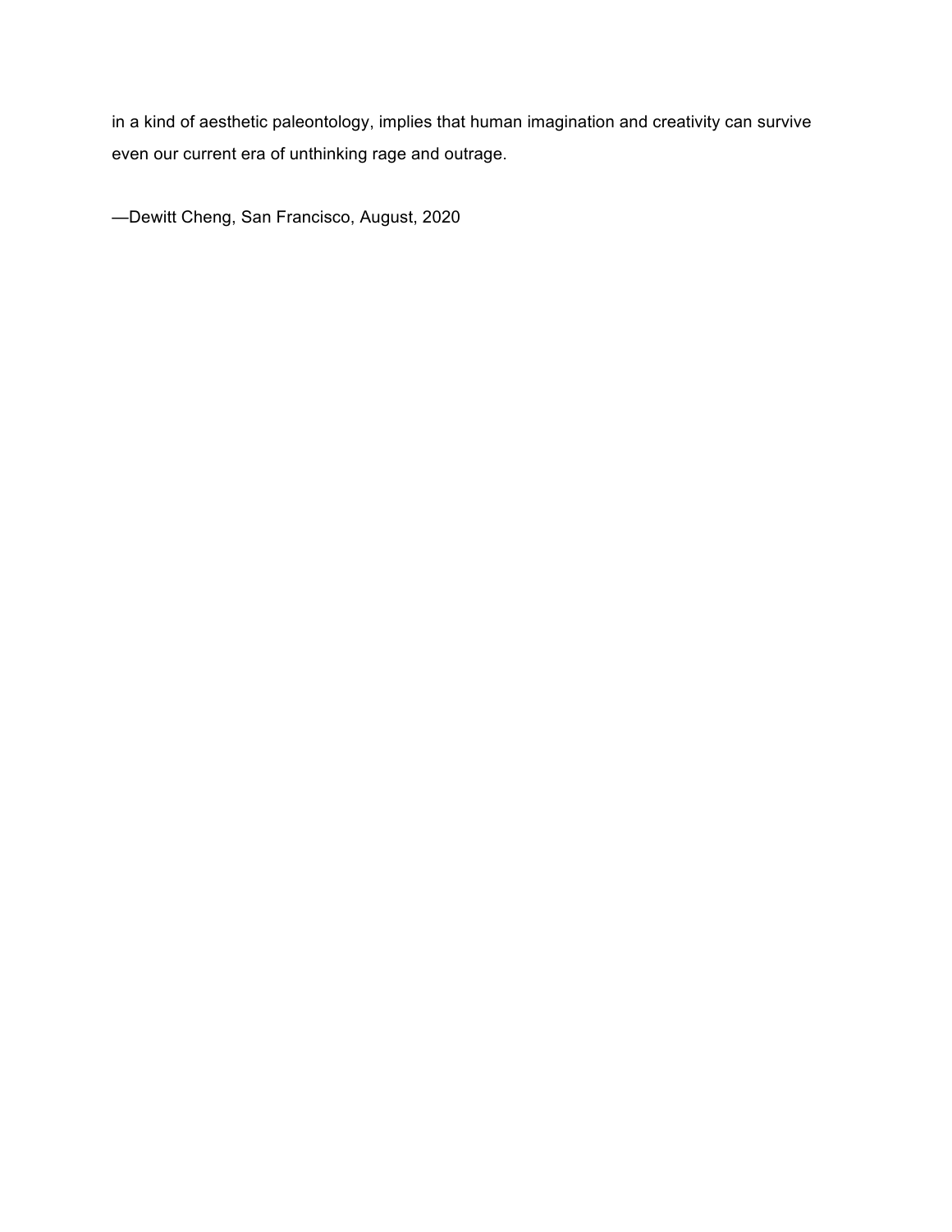in a kind of aesthetic paleontology, implies that human imagination and creativity can survive even our current era of unthinking rage and outrage.

—Dewitt Cheng, San Francisco, August, 2020